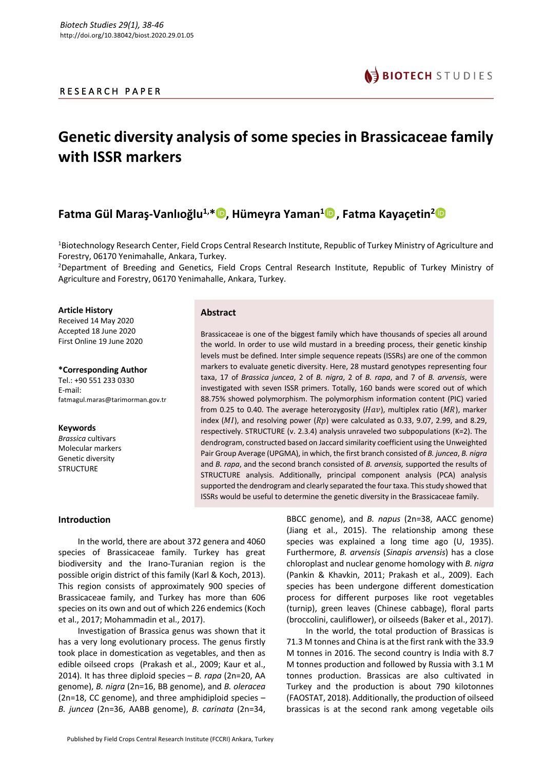RESEARCH PAPER

# Genetic diversity analysis of some species in Brassicaceae family with ISSR markers

## Fatma Gül Maraş-Vanlıoğlu[1,*], Hümeyra Yaman[1], Fatma Kayaçetin[2]

[1]Biotechnology Research Center, Field Crops Central Research Institute, Republic of Turkey Ministry of Agriculture and Forestry, 06170 Yenimahalle, Ankara, Turkey.

[2]Department of Breeding and Genetics, Field Crops Central Research Institute, Republic of Turkey Ministry of Agriculture and Forestry, 06170 Yenimahalle, Ankara, Turkey.

**Article History**
Received 14 May 2020
Accepted 18 June 2020
First Online 19 June 2020

**\*Corresponding Author**
Tel.: +90 551 233 0330
E-mail: fatmagul.maras@tarimorman.gov.tr

**Keywords**
*Brassica* cultivars
Molecular markers
Genetic diversity
STRUCTURE

### Abstract

Brassicaceae is one of the biggest family which have thousands of species all around the world. In order to use wild mustard in a breeding process, their genetic kinship levels must be defined. Inter simple sequence repeats (ISSRs) are one of the common markers to evaluate genetic diversity. Here, 28 mustard genotypes representing four taxa, 17 of *Brassica juncea*, 2 of *B. nigra*, 2 of *B. rapa*, and 7 of *B. arvensis*, were investigated with seven ISSR primers. Totally, 160 bands were scored out of which 88.75% showed polymorphism. The polymorphism information content (PIC) varied from 0.25 to 0.40. The average heterozygosity ($Hav$), multiplex ratio ($MR$), marker index ($MI$), and resolving power ($Rp$) were calculated as 0.33, 9.07, 2.99, and 8.29, respectively. STRUCTURE (v. 2.3.4) analysis unraveled two subpopulations (K=2). The dendrogram, constructed based on Jaccard similarity coefficient using the Unweighted Pair Group Average (UPGMA), in which, the first branch consisted of *B. juncea*, *B. nigra* and *B. rapa*, and the second branch consisted of *B. arvensis,* supported the results of STRUCTURE analysis. Additionally, principal component analysis (PCA) analysis supported the dendrogram and clearly separated the four taxa. This study showed that ISSRs would be useful to determine the genetic diversity in the Brassicaceae family.

### Introduction

In the world, there are about 372 genera and 4060 species of Brassicaceae family. Turkey has great biodiversity and the Irano-Turanian region is the possible origin district of this family (Karl & Koch, 2013). This region consists of approximately 900 species of Brassicaceae family, and Turkey has more than 606 species on its own and out of which 226 endemics (Koch et al., 2017; Mohammadin et al., 2017).

Investigation of Brassica genus was shown that it has a very long evolutionary process. The genus firstly took place in domestication as vegetables, and then as edible oilseed crops (Prakash et al., 2009; Kaur et al., 2014). It has three diploid species – *B. rapa* (2n=20, AA genome), *B. nigra* (2n=16, BB genome), and *B. oleracea* (2n=18, CC genome), and three amphidiploid species – *B. juncea* (2n=36, AABB genome), *B. carinata* (2n=34, BBCC genome), and *B. napus* (2n=38, AACC genome) (Jiang et al., 2015). The relationship among these species was explained a long time ago (U, 1935). Furthermore, *B. arvensis* (*Sinapis arvensis*) has a close chloroplast and nuclear genome homology with *B. nigra* (Pankin & Khavkin, 2011; Prakash et al., 2009). Each species has been undergone different domestication process for different purposes like root vegetables (turnip), green leaves (Chinese cabbage), floral parts (broccolini, cauliflower), or oilseeds (Baker et al., 2017).

In the world, the total production of Brassicas is 71.3 M tonnes and China is at the first rank with the 33.9 M tonnes in 2016. The second country is India with 8.7 M tonnes production and followed by Russia with 3.1 M tonnes production. Brassicas are also cultivated in Turkey and the production is about 790 kilotonnes (FAOSTAT, 2018). Additionally, the production of oilseed brassicas is at the second rank among vegetable oils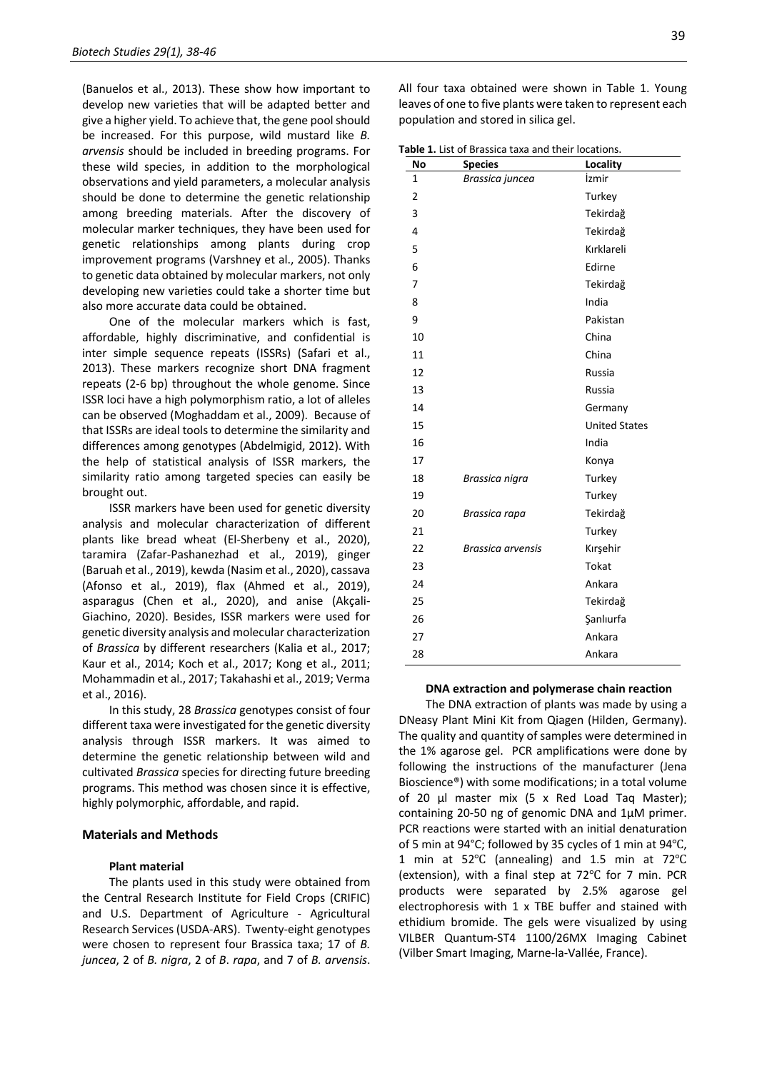(Banuelos et al., 2013). These show how important to develop new varieties that will be adapted better and give a higher yield. To achieve that, the gene pool should be increased. For this purpose, wild mustard like *B. arvensis* should be included in breeding programs. For these wild species, in addition to the morphological observations and yield parameters, a molecular analysis should be done to determine the genetic relationship among breeding materials. After the discovery of molecular marker techniques, they have been used for genetic relationships among plants during crop improvement programs (Varshney et al., 2005). Thanks to genetic data obtained by molecular markers, not only developing new varieties could take a shorter time but also more accurate data could be obtained.

One of the molecular markers which is fast, affordable, highly discriminative, and confidential is inter simple sequence repeats (ISSRs) (Safari et al., 2013). These markers recognize short DNA fragment repeats (2-6 bp) throughout the whole genome. Since ISSR loci have a high polymorphism ratio, a lot of alleles can be observed (Moghaddam et al., 2009). Because of that ISSRs are ideal tools to determine the similarity and differences among genotypes (Abdelmigid, 2012). With the help of statistical analysis of ISSR markers, the similarity ratio among targeted species can easily be brought out.

ISSR markers have been used for genetic diversity analysis and molecular characterization of different plants like bread wheat (El-Sherbeny et al., 2020), taramira (Zafar-Pashanezhad et al., 2019), ginger (Baruah et al., 2019), kewda (Nasim et al., 2020), cassava (Afonso et al., 2019), flax (Ahmed et al., 2019), asparagus (Chen et al., 2020), and anise (Akçali-Giachino, 2020). Besides, ISSR markers were used for genetic diversity analysis and molecular characterization of *Brassica* by different researchers (Kalia et al., 2017; Kaur et al., 2014; Koch et al., 2017; Kong et al., 2011; Mohammadin et al., 2017; Takahashi et al., 2019; Verma et al., 2016).

In this study, 28 *Brassica* genotypes consist of four different taxa were investigated for the genetic diversity analysis through ISSR markers. It was aimed to determine the genetic relationship between wild and cultivated *Brassica* species for directing future breeding programs. This method was chosen since it is effective, highly polymorphic, affordable, and rapid.

## Materials and Methods

### Plant material

The plants used in this study were obtained from the Central Research Institute for Field Crops (CRIFIC) and U.S. Department of Agriculture - Agricultural Research Services (USDA-ARS). Twenty-eight genotypes were chosen to represent four Brassica taxa; 17 of *B. juncea*, 2 of *B. nigra*, 2 of *B. rapa*, and 7 of *B. arvensis*. All four taxa obtained were shown in Table 1. Young leaves of one to five plants were taken to represent each population and stored in silica gel.

**Table 1.** List of Brassica taxa and their locations.

| No | Species | Locality |
|---|---|---|
| 1 | *Brassica juncea* | İzmir |
| 2 | | Turkey |
| 3 | | Tekirdağ |
| 4 | | Tekirdağ |
| 5 | | Kırklareli |
| 6 | | Edirne |
| 7 | | Tekirdağ |
| 8 | | India |
| 9 | | Pakistan |
| 10 | | China |
| 11 | | China |
| 12 | | Russia |
| 13 | | Russia |
| 14 | | Germany |
| 15 | | United States |
| 16 | | India |
| 17 | | Konya |
| 18 | *Brassica nigra* | Turkey |
| 19 | | Turkey |
| 20 | *Brassica rapa* | Tekirdağ |
| 21 | | Turkey |
| 22 | *Brassica arvensis* | Kırşehir |
| 23 | | Tokat |
| 24 | | Ankara |
| 25 | | Tekirdağ |
| 26 | | Şanlıurfa |
| 27 | | Ankara |
| 28 | | Ankara |

### DNA extraction and polymerase chain reaction

The DNA extraction of plants was made by using a DNeasy Plant Mini Kit from Qiagen (Hilden, Germany). The quality and quantity of samples were determined in the 1% agarose gel. PCR amplifications were done by following the instructions of the manufacturer (Jena Bioscience®) with some modifications; in a total volume of 20 µl master mix (5 x Red Load Taq Master); containing 20-50 ng of genomic DNA and 1µM primer. PCR reactions were started with an initial denaturation of 5 min at 94°C; followed by 35 cycles of 1 min at 94°C, 1 min at 52°C (annealing) and 1.5 min at 72°C (extension), with a final step at 72°C for 7 min. PCR products were separated by 2.5% agarose gel electrophoresis with 1 x TBE buffer and stained with ethidium bromide. The gels were visualized by using VILBER Quantum-ST4 1100/26MX Imaging Cabinet (Vilber Smart Imaging, Marne-la-Vallée, France).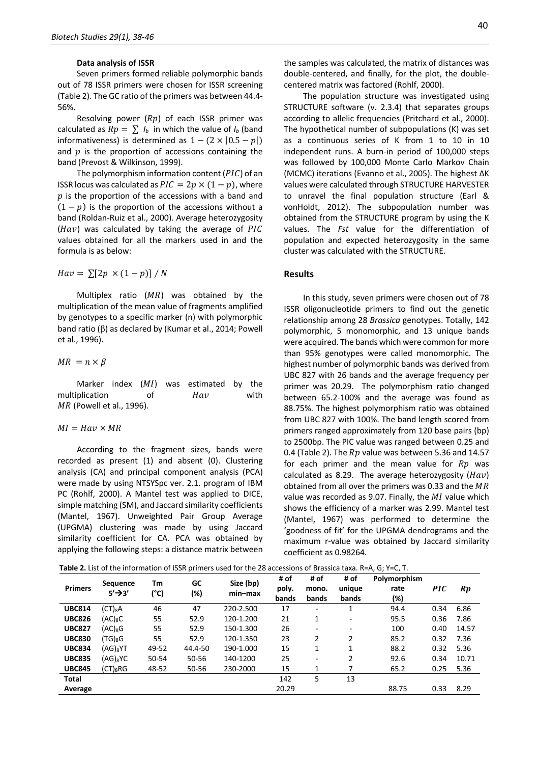#### Data analysis of ISSR

Seven primers formed reliable polymorphic bands out of 78 ISSR primers were chosen for ISSR screening (Table 2). The GC ratio of the primers was between 44.4-56%.

Resolving power ($Rp$) of each ISSR primer was calculated as $Rp = \sum I_b$ in which the value of $I_b$ (band informativeness) is determined as $1 - (2 \times |0.5 - p|)$ and $p$ is the proportion of accessions containing the band (Prevost & Wilkinson, 1999).

The polymorphism information content ($PIC$) of an ISSR locus was calculated as $PIC = 2p \times (1 - p)$, where $p$ is the proportion of the accessions with a band and $(1 - p)$ is the proportion of the accessions without a band (Roldan-Ruiz et al., 2000). Average heterozygosity ($Hav$) was calculated by taking the average of $PIC$ values obtained for all the markers used in and the formula is as below:

$$Hav = \sum[2p \times (1 - p)] / N$$

Multiplex ratio ($MR$) was obtained by the multiplication of the mean value of fragments amplified by genotypes to a specific marker (n) with polymorphic band ratio ($\beta$) as declared by (Kumar et al., 2014; Powell et al., 1996).

$$MR = n \times \beta$$

Marker index ($MI$) was estimated by the multiplication of $Hav$ with $MR$ (Powell et al., 1996).

$$MI = Hav \times MR$$

According to the fragment sizes, bands were recorded as present (1) and absent (0). Clustering analysis (CA) and principal component analysis (PCA) were made by using NTSYSpc ver. 2.1. program of IBM PC (Rohlf, 2000). A Mantel test was applied to DICE, simple matching (SM), and Jaccard similarity coefficients (Mantel, 1967). Unweighted Pair Group Average (UPGMA) clustering was made by using Jaccard similarity coefficient for CA. PCA was obtained by applying the following steps: a distance matrix between the samples was calculated, the matrix of distances was double-centered, and finally, for the plot, the double-centered matrix was factored (Rohlf, 2000).

The population structure was investigated using STRUCTURE software (v. 2.3.4) that separates groups according to allelic frequencies (Pritchard et al., 2000). The hypothetical number of subpopulations (K) was set as a continuous series of K from 1 to 10 in 10 independent runs. A burn-in period of 100,000 steps was followed by 100,000 Monte Carlo Markov Chain (MCMC) iterations (Evanno et al., 2005). The highest ΔK values were calculated through STRUCTURE HARVESTER to unravel the final population structure (Earl & vonHoldt, 2012). The subpopulation number was obtained from the STRUCTURE program by using the K values. The *Fst* value for the differentiation of population and expected heterozygosity in the same cluster was calculated with the STRUCTURE.

## Results

In this study, seven primers were chosen out of 78 ISSR oligonucleotide primers to find out the genetic relationship among 28 *Brassica* genotypes. Totally, 142 polymorphic, 5 monomorphic, and 13 unique bands were acquired. The bands which were common for more than 95% genotypes were called monomorphic. The highest number of polymorphic bands was derived from UBC 827 with 26 bands and the average frequency per primer was 20.29. The polymorphism ratio changed between 65.2-100% and the average was found as 88.75%. The highest polymorphism ratio was obtained from UBC 827 with 100%. The band length scored from primers ranged approximately from 120 base pairs (bp) to 2500bp. The PIC value was ranged between 0.25 and 0.4 (Table 2). The $Rp$ value was between 5.36 and 14.57 for each primer and the mean value for $Rp$ was calculated as 8.29. The average heterozygosity ($Hav$) obtained from all over the primers was 0.33 and the $MR$ value was recorded as 9.07. Finally, the $MI$ value which shows the efficiency of a marker was 2.99. Mantel test (Mantel, 1967) was performed to determine the 'goodness of fit' for the UPGMA dendrograms and the maximum r-value was obtained by Jaccard similarity coefficient as 0.98264.

**Table 2.** List of the information of ISSR primers used for the 28 accessions of Brassica taxa. R=A, G; Y=C, T.

| Primers | Sequence 5'→3' | Tm (°C) | GC (%) | Size (bp) min–max | # of poly. bands | # of mono. bands | # of unique bands | Polymorphism rate (%) | $PIC$ | $Rp$ |
|---|---|---|---|---|---|---|---|---|---|---|
| **UBC814** | $(CT)_8A$ | 46 | 47 | 220-2.500 | 17 | - | 1 | 94.4 | 0.34 | 6.86 |
| **UBC826** | $(AC)_8C$ | 55 | 52.9 | 120-1.200 | 21 | 1 | - | 95.5 | 0.36 | 7.86 |
| **UBC827** | $(AC)_8G$ | 55 | 52.9 | 150-1.300 | 26 | - | - | 100 | 0.40 | 14.57 |
| **UBC830** | $(TG)_8G$ | 55 | 52.9 | 120-1.350 | 23 | 2 | 2 | 85.2 | 0.32 | 7.36 |
| **UBC834** | $(AG)_8YT$ | 49-52 | 44.4-50 | 190-1.000 | 15 | 1 | 1 | 88.2 | 0.32 | 5.36 |
| **UBC835** | $(AG)_8YC$ | 50-54 | 50-56 | 140-1200 | 25 | - | 2 | 92.6 | 0.34 | 10.71 |
| **UBC845** | $(CT)_8RG$ | 48-52 | 50-56 | 230-2000 | 15 | 1 | 7 | 65.2 | 0.25 | 5.36 |
| **Total** | | | | | 142 | 5 | 13 | | | |
| **Average** | | | | | 20.29 | | | 88.75 | 0.33 | 8.29 |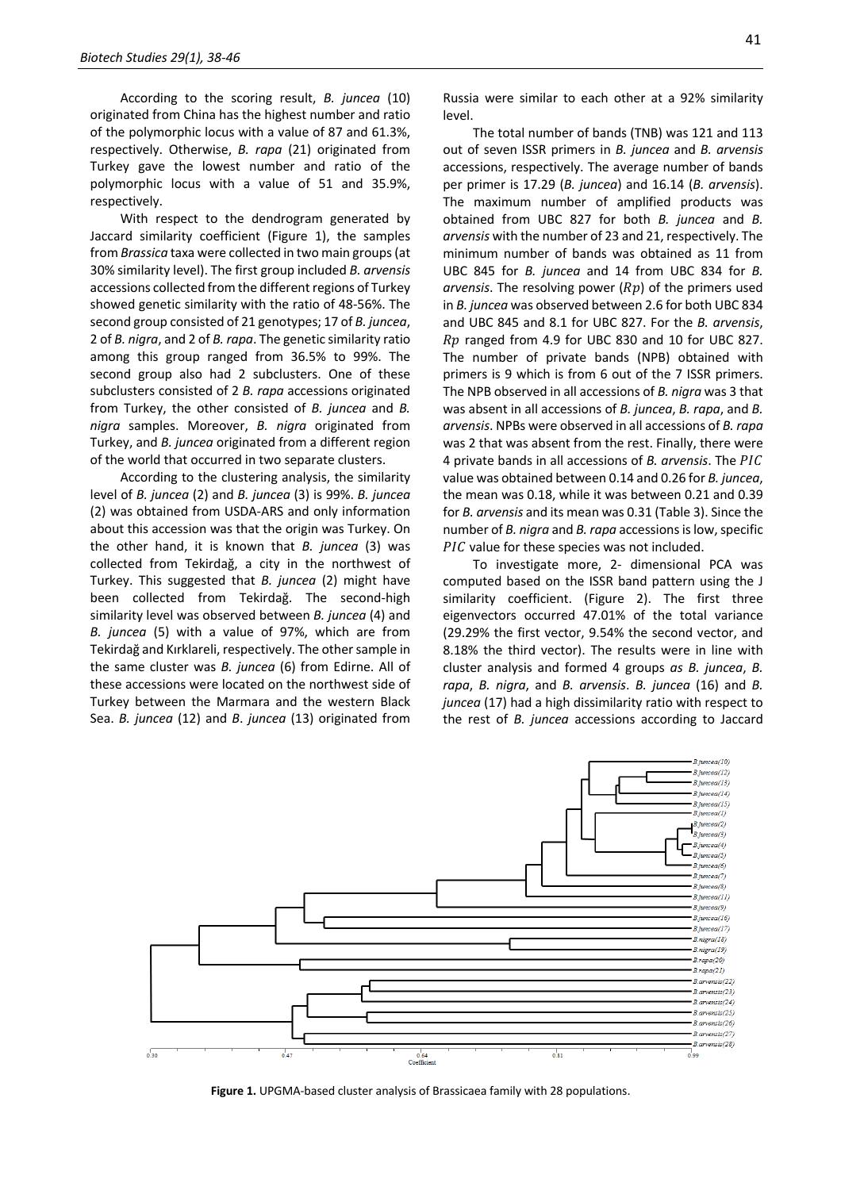According to the scoring result, *B. juncea* (10) originated from China has the highest number and ratio of the polymorphic locus with a value of 87 and 61.3%, respectively. Otherwise, *B. rapa* (21) originated from Turkey gave the lowest number and ratio of the polymorphic locus with a value of 51 and 35.9%, respectively.

With respect to the dendrogram generated by Jaccard similarity coefficient (Figure 1), the samples from *Brassica* taxa were collected in two main groups (at 30% similarity level). The first group included *B. arvensis* accessions collected from the different regions of Turkey showed genetic similarity with the ratio of 48-56%. The second group consisted of 21 genotypes; 17 of *B. juncea*, 2 of *B. nigra*, and 2 of *B. rapa*. The genetic similarity ratio among this group ranged from 36.5% to 99%. The second group also had 2 subclusters. One of these subclusters consisted of 2 *B. rapa* accessions originated from Turkey, the other consisted of *B. juncea* and *B. nigra* samples. Moreover, *B. nigra* originated from Turkey, and *B. juncea* originated from a different region of the world that occurred in two separate clusters.

According to the clustering analysis, the similarity level of *B. juncea* (2) and *B. juncea* (3) is 99%. *B. juncea* (2) was obtained from USDA-ARS and only information about this accession was that the origin was Turkey. On the other hand, it is known that *B. juncea* (3) was collected from Tekirdağ, a city in the northwest of Turkey. This suggested that *B. juncea* (2) might have been collected from Tekirdağ. The second-high similarity level was observed between *B. juncea* (4) and *B. juncea* (5) with a value of 97%, which are from Tekirdağ and Kırklareli, respectively. The other sample in the same cluster was *B. juncea* (6) from Edirne. All of these accessions were located on the northwest side of Turkey between the Marmara and the western Black Sea. *B. juncea* (12) and *B. juncea* (13) originated from Russia were similar to each other at a 92% similarity level.

The total number of bands (TNB) was 121 and 113 out of seven ISSR primers in *B. juncea* and *B. arvensis* accessions, respectively. The average number of bands per primer is 17.29 (*B. juncea*) and 16.14 (*B. arvensis*). The maximum number of amplified products was obtained from UBC 827 for both *B. juncea* and *B. arvensis* with the number of 23 and 21, respectively. The minimum number of bands was obtained as 11 from UBC 845 for *B. juncea* and 14 from UBC 834 for *B. arvensis*. The resolving power ($Rp$) of the primers used in *B. juncea* was observed between 2.6 for both UBC 834 and UBC 845 and 8.1 for UBC 827. For the *B. arvensis*, $Rp$ ranged from 4.9 for UBC 830 and 10 for UBC 827. The number of private bands (NPB) obtained with primers is 9 which is from 6 out of the 7 ISSR primers. The NPB observed in all accessions of *B. nigra* was 3 that was absent in all accessions of *B. juncea*, *B. rapa*, and *B. arvensis*. NPBs were observed in all accessions of *B. rapa* was 2 that was absent from the rest. Finally, there were 4 private bands in all accessions of *B. arvensis*. The $PIC$ value was obtained between 0.14 and 0.26 for *B. juncea*, the mean was 0.18, while it was between 0.21 and 0.39 for *B. arvensis* and its mean was 0.31 (Table 3). Since the number of *B. nigra* and *B. rapa* accessions is low, specific $PIC$ value for these species was not included.

To investigate more, 2- dimensional PCA was computed based on the ISSR band pattern using the J similarity coefficient. (Figure 2). The first three eigenvectors occurred 47.01% of the total variance (29.29% the first vector, 9.54% the second vector, and 8.18% the third vector). The results were in line with cluster analysis and formed 4 groups *as B. juncea*, *B. rapa*, *B. nigra*, and *B. arvensis*. *B. juncea* (16) and *B. juncea* (17) had a high dissimilarity ratio with respect to the rest of *B. juncea* accessions according to Jaccard

**Figure 1.** UPGMA-based cluster analysis of Brassicaea family with 28 populations.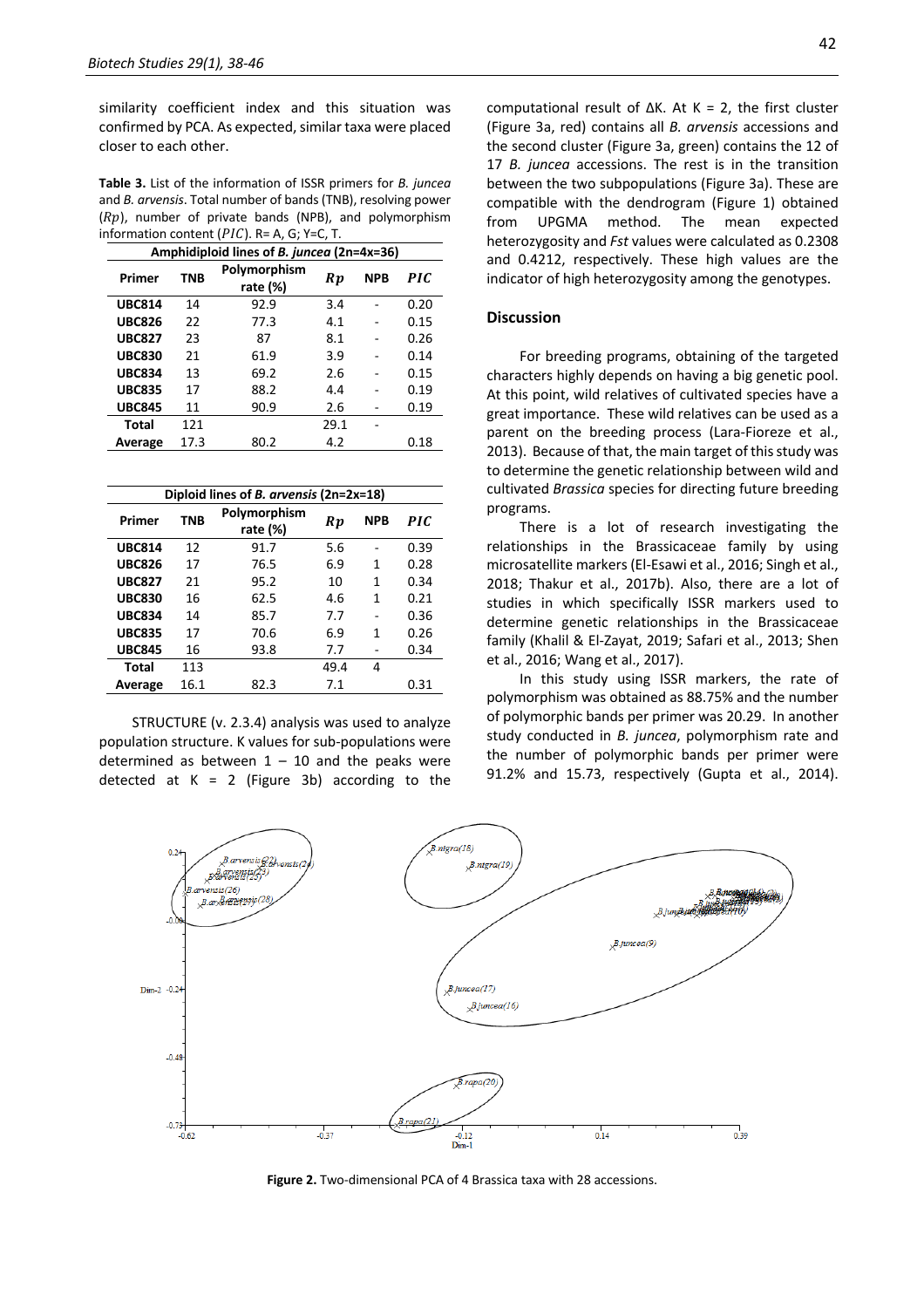similarity coefficient index and this situation was confirmed by PCA. As expected, similar taxa were placed closer to each other.

**Table 3.** List of the information of ISSR primers for *B. juncea* and *B. arvensis*. Total number of bands (TNB), resolving power ($Rp$), number of private bands (NPB), and polymorphism information content ($PIC$). R= A, G; Y=C, T.

| Amphidiploid lines of *B. juncea* (2n=4x=36) | | | | | |
|---|---|---|---|---|---|
| **Primer** | **TNB** | **Polymorphism rate (%)** | $Rp$ | **NPB** | $PIC$ |
| **UBC814** | 14 | 92.9 | 3.4 | - | 0.20 |
| **UBC826** | 22 | 77.3 | 4.1 | - | 0.15 |
| **UBC827** | 23 | 87 | 8.1 | - | 0.26 |
| **UBC830** | 21 | 61.9 | 3.9 | - | 0.14 |
| **UBC834** | 13 | 69.2 | 2.6 | - | 0.15 |
| **UBC835** | 17 | 88.2 | 4.4 | - | 0.19 |
| **UBC845** | 11 | 90.9 | 2.6 | - | 0.19 |
| **Total** | 121 | | 29.1 | - | |
| **Average** | 17.3 | 80.2 | 4.2 | | 0.18 |

| Diploid lines of *B. arvensis* (2n=2x=18) | | | | | |
|---|---|---|---|---|---|
| **Primer** | **TNB** | **Polymorphism rate (%)** | $Rp$ | **NPB** | $PIC$ |
| **UBC814** | 12 | 91.7 | 5.6 | - | 0.39 |
| **UBC826** | 17 | 76.5 | 6.9 | 1 | 0.28 |
| **UBC827** | 21 | 95.2 | 10 | 1 | 0.34 |
| **UBC830** | 16 | 62.5 | 4.6 | 1 | 0.21 |
| **UBC834** | 14 | 85.7 | 7.7 | - | 0.36 |
| **UBC835** | 17 | 70.6 | 6.9 | 1 | 0.26 |
| **UBC845** | 16 | 93.8 | 7.7 | - | 0.34 |
| **Total** | 113 | | 49.4 | 4 | |
| **Average** | 16.1 | 82.3 | 7.1 | | 0.31 |

STRUCTURE (v. 2.3.4) analysis was used to analyze population structure. K values for sub-populations were determined as between 1 – 10 and the peaks were detected at K = 2 (Figure 3b) according to the computational result of ΔK. At K = 2, the first cluster (Figure 3a, red) contains all *B. arvensis* accessions and the second cluster (Figure 3a, green) contains the 12 of 17 *B. juncea* accessions. The rest is in the transition between the two subpopulations (Figure 3a). These are compatible with the dendrogram (Figure 1) obtained from UPGMA method. The mean expected heterozygosity and *Fst* values were calculated as 0.2308 and 0.4212, respectively. These high values are the indicator of high heterozygosity among the genotypes.

## Discussion

For breeding programs, obtaining of the targeted characters highly depends on having a big genetic pool. At this point, wild relatives of cultivated species have a great importance. These wild relatives can be used as a parent on the breeding process (Lara-Fioreze et al., 2013). Because of that, the main target of this study was to determine the genetic relationship between wild and cultivated *Brassica* species for directing future breeding programs.

There is a lot of research investigating the relationships in the Brassicaceae family by using microsatellite markers (El-Esawi et al., 2016; Singh et al., 2018; Thakur et al., 2017b). Also, there are a lot of studies in which specifically ISSR markers used to determine genetic relationships in the Brassicaceae family (Khalil & El-Zayat, 2019; Safari et al., 2013; Shen et al., 2016; Wang et al., 2017).

In this study using ISSR markers, the rate of polymorphism was obtained as 88.75% and the number of polymorphic bands per primer was 20.29. In another study conducted in *B. juncea*, polymorphism rate and the number of polymorphic bands per primer were 91.2% and 15.73, respectively (Gupta et al., 2014).

**Figure 2.** Two-dimensional PCA of 4 Brassica taxa with 28 accessions.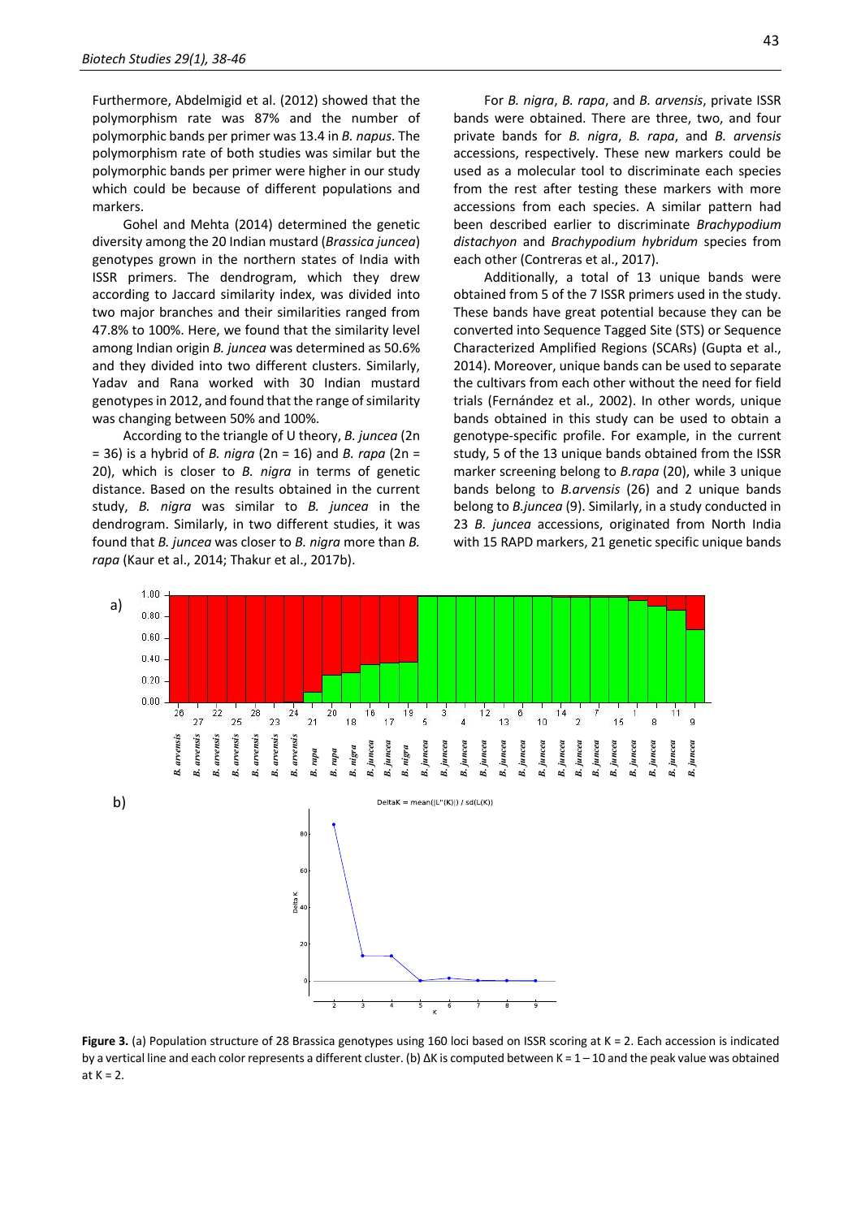Furthermore, Abdelmigid et al. (2012) showed that the polymorphism rate was 87% and the number of polymorphic bands per primer was 13.4 in *B. napus*. The polymorphism rate of both studies was similar but the polymorphic bands per primer were higher in our study which could be because of different populations and markers.

Gohel and Mehta (2014) determined the genetic diversity among the 20 Indian mustard (*Brassica juncea*) genotypes grown in the northern states of India with ISSR primers. The dendrogram, which they drew according to Jaccard similarity index, was divided into two major branches and their similarities ranged from 47.8% to 100%. Here, we found that the similarity level among Indian origin *B. juncea* was determined as 50.6% and they divided into two different clusters. Similarly, Yadav and Rana worked with 30 Indian mustard genotypes in 2012, and found that the range of similarity was changing between 50% and 100%.

According to the triangle of U theory, *B. juncea* (2n = 36) is a hybrid of *B. nigra* (2n = 16) and *B. rapa* (2n = 20), which is closer to *B. nigra* in terms of genetic distance. Based on the results obtained in the current study, *B. nigra* was similar to *B. juncea* in the dendrogram. Similarly, in two different studies, it was found that *B. juncea* was closer to *B. nigra* more than *B. rapa* (Kaur et al., 2014; Thakur et al., 2017b).

For *B. nigra*, *B. rapa*, and *B. arvensis*, private ISSR bands were obtained. There are three, two, and four private bands for *B. nigra*, *B. rapa*, and *B. arvensis* accessions, respectively. These new markers could be used as a molecular tool to discriminate each species from the rest after testing these markers with more accessions from each species. A similar pattern had been described earlier to discriminate *Brachypodium distachyon* and *Brachypodium hybridum* species from each other (Contreras et al., 2017).

Additionally, a total of 13 unique bands were obtained from 5 of the 7 ISSR primers used in the study. These bands have great potential because they can be converted into Sequence Tagged Site (STS) or Sequence Characterized Amplified Regions (SCARs) (Gupta et al., 2014). Moreover, unique bands can be used to separate the cultivars from each other without the need for field trials (Fernández et al., 2002). In other words, unique bands obtained in this study can be used to obtain a genotype-specific profile. For example, in the current study, 5 of the 13 unique bands obtained from the ISSR marker screening belong to *B.rapa* (20), while 3 unique bands belong to *B.arvensis* (26) and 2 unique bands belong to *B.juncea* (9). Similarly, in a study conducted in 23 *B. juncea* accessions, originated from North India with 15 RAPD markers, 21 genetic specific unique bands

**Figure 3.** (a) Population structure of 28 Brassica genotypes using 160 loci based on ISSR scoring at K = 2. Each accession is indicated by a vertical line and each color represents a different cluster. (b) ΔK is computed between K = 1 – 10 and the peak value was obtained at K = 2.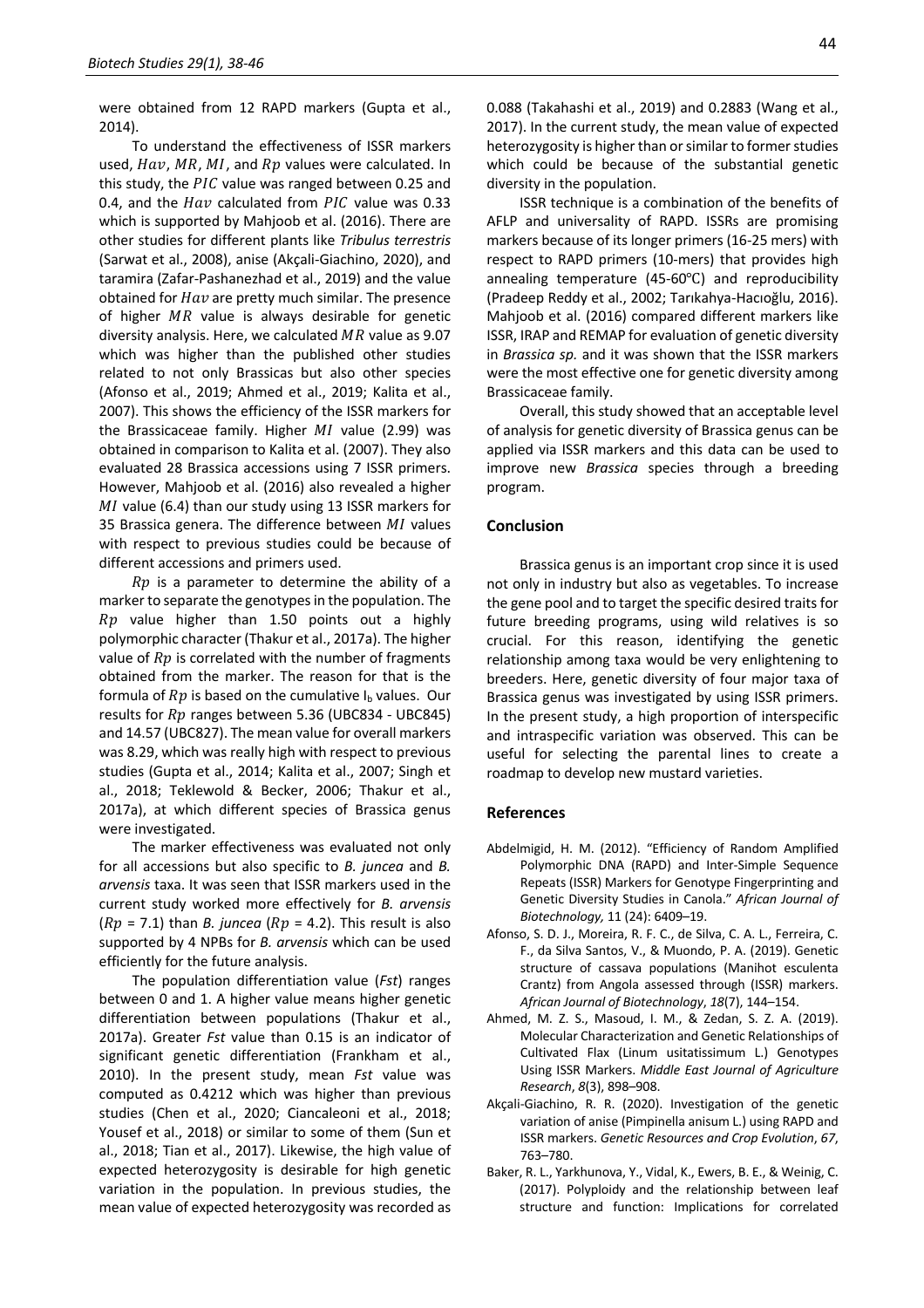were obtained from 12 RAPD markers (Gupta et al., 2014).

To understand the effectiveness of ISSR markers used, $Hav$, $MR$, $MI$, and $Rp$ values were calculated. In this study, the $PIC$ value was ranged between 0.25 and 0.4, and the $Hav$ calculated from $PIC$ value was 0.33 which is supported by Mahjoob et al. (2016). There are other studies for different plants like *Tribulus terrestris* (Sarwat et al., 2008), anise (Akçali-Giachino, 2020), and taramira (Zafar-Pashanezhad et al., 2019) and the value obtained for $Hav$ are pretty much similar. The presence of higher $MR$ value is always desirable for genetic diversity analysis. Here, we calculated $MR$ value as 9.07 which was higher than the published other studies related to not only Brassicas but also other species (Afonso et al., 2019; Ahmed et al., 2019; Kalita et al., 2007). This shows the efficiency of the ISSR markers for the Brassicaceae family. Higher $MI$ value (2.99) was obtained in comparison to Kalita et al. (2007). They also evaluated 28 Brassica accessions using 7 ISSR primers. However, Mahjoob et al. (2016) also revealed a higher $MI$ value (6.4) than our study using 13 ISSR markers for 35 Brassica genera. The difference between $MI$ values with respect to previous studies could be because of different accessions and primers used.

$Rp$ is a parameter to determine the ability of a marker to separate the genotypes in the population. The $Rp$ value higher than 1.50 points out a highly polymorphic character (Thakur et al., 2017a). The higher value of $Rp$ is correlated with the number of fragments obtained from the marker. The reason for that is the formula of $Rp$ is based on the cumulative $I_b$ values. Our results for $Rp$ ranges between 5.36 (UBC834 - UBC845) and 14.57 (UBC827). The mean value for overall markers was 8.29, which was really high with respect to previous studies (Gupta et al., 2014; Kalita et al., 2007; Singh et al., 2018; Teklewold & Becker, 2006; Thakur et al., 2017a), at which different species of Brassica genus were investigated.

The marker effectiveness was evaluated not only for all accessions but also specific to *B. juncea* and *B. arvensis* taxa. It was seen that ISSR markers used in the current study worked more effectively for *B. arvensis* ($Rp$ = 7.1) than *B. juncea* ($Rp$ = 4.2). This result is also supported by 4 NPBs for *B. arvensis* which can be used efficiently for the future analysis.

The population differentiation value (*Fst*) ranges between 0 and 1. A higher value means higher genetic differentiation between populations (Thakur et al., 2017a). Greater *Fst* value than 0.15 is an indicator of significant genetic differentiation (Frankham et al., 2010). In the present study, mean *Fst* value was computed as 0.4212 which was higher than previous studies (Chen et al., 2020; Ciancaleoni et al., 2018; Yousef et al., 2018) or similar to some of them (Sun et al., 2018; Tian et al., 2017). Likewise, the high value of expected heterozygosity is desirable for high genetic variation in the population. In previous studies, the mean value of expected heterozygosity was recorded as 0.088 (Takahashi et al., 2019) and 0.2883 (Wang et al., 2017). In the current study, the mean value of expected heterozygosity is higher than or similar to former studies which could be because of the substantial genetic diversity in the population.

ISSR technique is a combination of the benefits of AFLP and universality of RAPD. ISSRs are promising markers because of its longer primers (16-25 mers) with respect to RAPD primers (10-mers) that provides high annealing temperature (45-60℃) and reproducibility (Pradeep Reddy et al., 2002; Tarıkahya-Hacıoğlu, 2016). Mahjoob et al. (2016) compared different markers like ISSR, IRAP and REMAP for evaluation of genetic diversity in *Brassica sp.* and it was shown that the ISSR markers were the most effective one for genetic diversity among Brassicaceae family.

Overall, this study showed that an acceptable level of analysis for genetic diversity of Brassica genus can be applied via ISSR markers and this data can be used to improve new *Brassica* species through a breeding program.

## Conclusion

Brassica genus is an important crop since it is used not only in industry but also as vegetables. To increase the gene pool and to target the specific desired traits for future breeding programs, using wild relatives is so crucial. For this reason, identifying the genetic relationship among taxa would be very enlightening to breeders. Here, genetic diversity of four major taxa of Brassica genus was investigated by using ISSR primers. In the present study, a high proportion of interspecific and intraspecific variation was observed. This can be useful for selecting the parental lines to create a roadmap to develop new mustard varieties.

## References

Abdelmigid, H. M. (2012). "Efficiency of Random Amplified Polymorphic DNA (RAPD) and Inter-Simple Sequence Repeats (ISSR) Markers for Genotype Fingerprinting and Genetic Diversity Studies in Canola." *African Journal of Biotechnology,* 11 (24): 6409–19.

Afonso, S. D. J., Moreira, R. F. C., de Silva, C. A. L., Ferreira, C. F., da Silva Santos, V., & Muondo, P. A. (2019). Genetic structure of cassava populations (Manihot esculenta Crantz) from Angola assessed through (ISSR) markers. *African Journal of Biotechnology*, *18*(7), 144–154.

Ahmed, M. Z. S., Masoud, I. M., & Zedan, S. Z. A. (2019). Molecular Characterization and Genetic Relationships of Cultivated Flax (Linum usitatissimum L.) Genotypes Using ISSR Markers. *Middle East Journal of Agriculture Research*, *8*(3), 898–908.

Akçali-Giachino, R. R. (2020). Investigation of the genetic variation of anise (Pimpinella anisum L.) using RAPD and ISSR markers. *Genetic Resources and Crop Evolution*, *67*, 763–780.

Baker, R. L., Yarkhunova, Y., Vidal, K., Ewers, B. E., & Weinig, C. (2017). Polyploidy and the relationship between leaf structure and function: Implications for correlated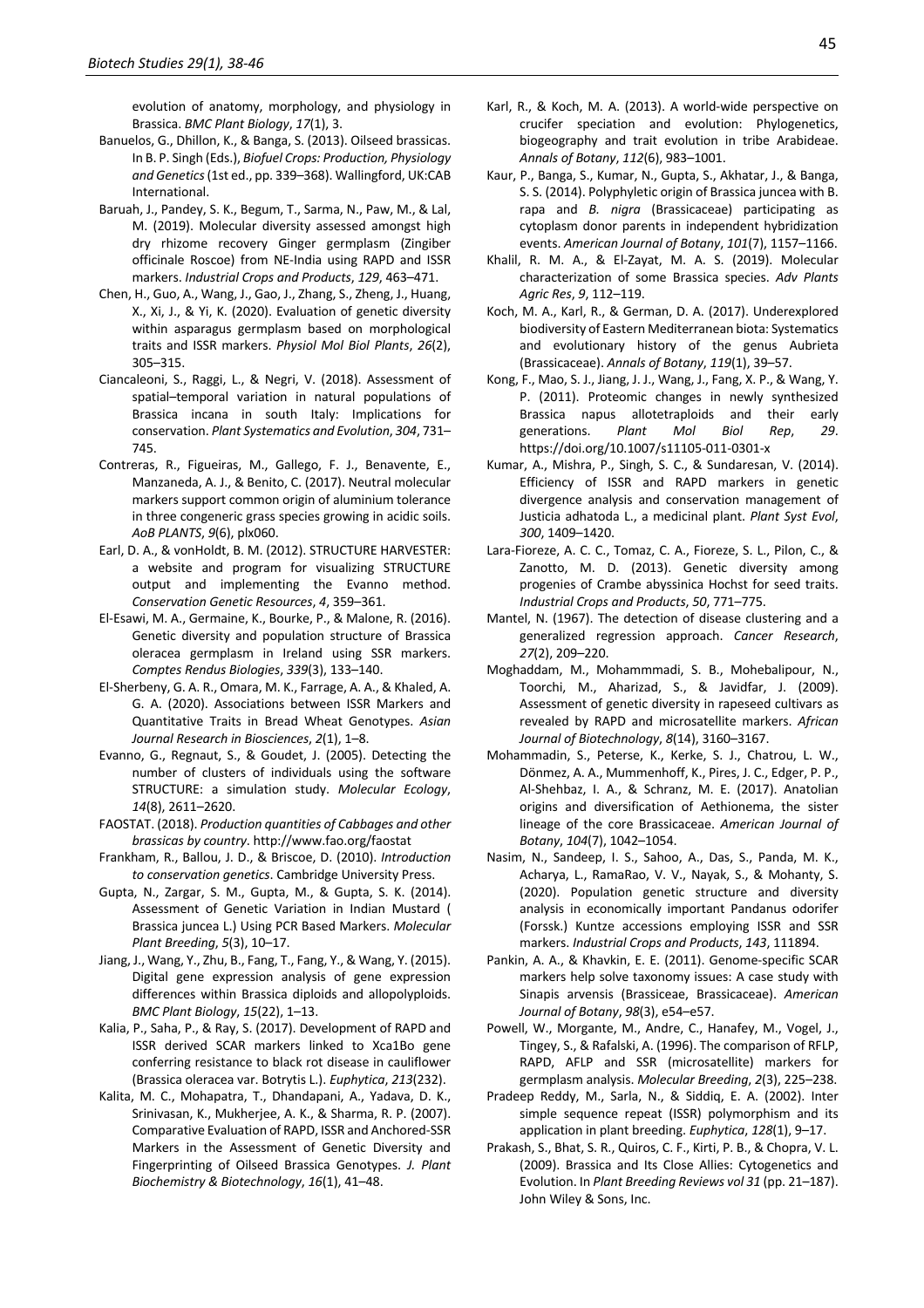evolution of anatomy, morphology, and physiology in Brassica. *BMC Plant Biology*, *17*(1), 3.

Banuelos, G., Dhillon, K., & Banga, S. (2013). Oilseed brassicas. In B. P. Singh (Eds.), *Biofuel Crops: Production, Physiology and Genetics* (1st ed., pp. 339–368). Wallingford, UK:CAB International.

Baruah, J., Pandey, S. K., Begum, T., Sarma, N., Paw, M., & Lal, M. (2019). Molecular diversity assessed amongst high dry rhizome recovery Ginger germplasm (Zingiber officinale Roscoe) from NE-India using RAPD and ISSR markers. *Industrial Crops and Products*, *129*, 463–471.

Chen, H., Guo, A., Wang, J., Gao, J., Zhang, S., Zheng, J., Huang, X., Xi, J., & Yi, K. (2020). Evaluation of genetic diversity within asparagus germplasm based on morphological traits and ISSR markers. *Physiol Mol Biol Plants*, *26*(2), 305–315.

Ciancaleoni, S., Raggi, L., & Negri, V. (2018). Assessment of spatial–temporal variation in natural populations of Brassica incana in south Italy: Implications for conservation. *Plant Systematics and Evolution*, *304*, 731–745.

Contreras, R., Figueiras, M., Gallego, F. J., Benavente, E., Manzaneda, A. J., & Benito, C. (2017). Neutral molecular markers support common origin of aluminium tolerance in three congeneric grass species growing in acidic soils. *AoB PLANTS*, *9*(6), plx060.

Earl, D. A., & vonHoldt, B. M. (2012). STRUCTURE HARVESTER: a website and program for visualizing STRUCTURE output and implementing the Evanno method. *Conservation Genetic Resources*, *4*, 359–361.

El-Esawi, M. A., Germaine, K., Bourke, P., & Malone, R. (2016). Genetic diversity and population structure of Brassica oleracea germplasm in Ireland using SSR markers. *Comptes Rendus Biologies*, *339*(3), 133–140.

El-Sherbeny, G. A. R., Omara, M. K., Farrage, A. A., & Khaled, A. G. A. (2020). Associations between ISSR Markers and Quantitative Traits in Bread Wheat Genotypes. *Asian Journal Research in Biosciences*, *2*(1), 1–8.

Evanno, G., Regnaut, S., & Goudet, J. (2005). Detecting the number of clusters of individuals using the software STRUCTURE: a simulation study. *Molecular Ecology*, *14*(8), 2611–2620.

FAOSTAT. (2018). *Production quantities of Cabbages and other brassicas by country*. http://www.fao.org/faostat

Frankham, R., Ballou, J. D., & Briscoe, D. (2010). *Introduction to conservation genetics*. Cambridge University Press.

Gupta, N., Zargar, S. M., Gupta, M., & Gupta, S. K. (2014). Assessment of Genetic Variation in Indian Mustard ( Brassica juncea L.) Using PCR Based Markers. *Molecular Plant Breeding*, *5*(3), 10–17.

Jiang, J., Wang, Y., Zhu, B., Fang, T., Fang, Y., & Wang, Y. (2015). Digital gene expression analysis of gene expression differences within Brassica diploids and allopolyploids. *BMC Plant Biology*, *15*(22), 1–13.

Kalia, P., Saha, P., & Ray, S. (2017). Development of RAPD and ISSR derived SCAR markers linked to Xca1Bo gene conferring resistance to black rot disease in cauliflower (Brassica oleracea var. Botrytis L.). *Euphytica*, *213*(232).

Kalita, M. C., Mohapatra, T., Dhandapani, A. K., Yadava, D. K., Srinivasan, K., Mukherjee, A. K., & Sharma, R. P. (2007). Comparative Evaluation of RAPD, ISSR and Anchored-SSR Markers in the Assessment of Genetic Diversity and Fingerprinting of Oilseed Brassica Genotypes. *J. Plant Biochemistry & Biotechnology*, *16*(1), 41–48.

Karl, R., & Koch, M. A. (2013). A world-wide perspective on crucifer speciation and evolution: Phylogenetics, biogeography and trait evolution in tribe Arabideae. *Annals of Botany*, *112*(6), 983–1001.

Kaur, P., Banga, S., Kumar, N., Gupta, S., Akhatar, J., & Banga, S. S. (2014). Polyphyletic origin of Brassica juncea with B. rapa and *B. nigra* (Brassicaceae) participating as cytoplasm donor parents in independent hybridization events. *American Journal of Botany*, *101*(7), 1157–1166.

Khalil, R. M. A., & El-Zayat, M. A. S. (2019). Molecular characterization of some Brassica species. *Adv Plants Agric Res*, *9*, 112–119.

Koch, M. A., Karl, R., & German, D. A. (2017). Underexplored biodiversity of Eastern Mediterranean biota: Systematics and evolutionary history of the genus Aubrieta (Brassicaceae). *Annals of Botany*, *119*(1), 39–57.

Kong, F., Mao, S. J., Jiang, J. J., Wang, J., Fang, X. P., & Wang, Y. P. (2011). Proteomic changes in newly synthesized Brassica napus allotetraploids and their early generations. *Plant Mol Biol Rep*, *29*. https://doi.org/10.1007/s11105-011-0301-x

Kumar, A., Mishra, P., Singh, S. C., & Sundaresan, V. (2014). Efficiency of ISSR and RAPD markers in genetic divergence analysis and conservation management of Justicia adhatoda L., a medicinal plant. *Plant Syst Evol*, *300*, 1409–1420.

Lara-Fioreze, A. C. C., Tomaz, C. A., Fioreze, S. L., Pilon, C., & Zanotto, M. D. (2013). Genetic diversity among progenies of Crambe abyssinica Hochst for seed traits. *Industrial Crops and Products*, *50*, 771–775.

Mantel, N. (1967). The detection of disease clustering and a generalized regression approach. *Cancer Research*, *27*(2), 209–220.

Moghaddam, M., Mohammmadi, S. B., Mohebalipour, N., Toorchi, M., Aharizad, S., & Javidfar, J. (2009). Assessment of genetic diversity in rapeseed cultivars as revealed by RAPD and microsatellite markers. *African Journal of Biotechnology*, *8*(14), 3160–3167.

Mohammadin, S., Peterse, K., Kerke, S. J., Chatrou, L. W., Dönmez, A. A., Mummenhoff, K., Pires, J. C., Edger, P. P., Al-Shehbaz, I. A., & Schranz, M. E. (2017). Anatolian origins and diversification of Aethionema, the sister lineage of the core Brassicaceae. *American Journal of Botany*, *104*(7), 1042–1054.

Nasim, N., Sandeep, I. S., Sahoo, A., Das, S., Panda, M. K., Acharya, L., RamaRao, V. V., Nayak, S., & Mohanty, S. (2020). Population genetic structure and diversity analysis in economically important Pandanus odorifer (Forssk.) Kuntze accessions employing ISSR and SSR markers. *Industrial Crops and Products*, *143*, 111894.

Pankin, A. A., & Khavkin, E. E. (2011). Genome-specific SCAR markers help solve taxonomy issues: A case study with Sinapis arvensis (Brassiceae, Brassicaceae). *American Journal of Botany*, *98*(3), e54–e57.

Powell, W., Morgante, M., Andre, C., Hanafey, M., Vogel, J., Tingey, S., & Rafalski, A. (1996). The comparison of RFLP, RAPD, AFLP and SSR (microsatellite) markers for germplasm analysis. *Molecular Breeding*, *2*(3), 225–238.

Pradeep Reddy, M., Sarla, N., & Siddiq, E. A. (2002). Inter simple sequence repeat (ISSR) polymorphism and its application in plant breeding. *Euphytica*, *128*(1), 9–17.

Prakash, S., Bhat, S. R., Quiros, C. F., Kirti, P. B., & Chopra, V. L. (2009). Brassica and Its Close Allies: Cytogenetics and Evolution. In *Plant Breeding Reviews vol 31* (pp. 21–187). John Wiley & Sons, Inc.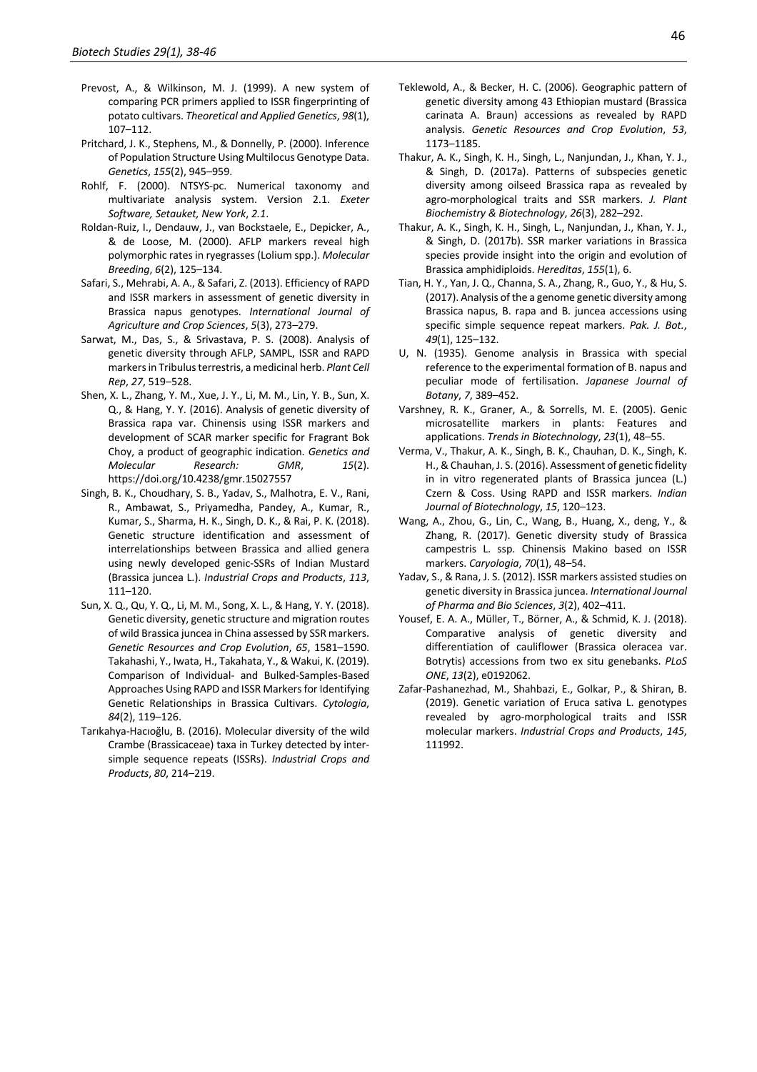Prevost, A., & Wilkinson, M. J. (1999). A new system of comparing PCR primers applied to ISSR fingerprinting of potato cultivars. *Theoretical and Applied Genetics*, *98*(1), 107–112.

Pritchard, J. K., Stephens, M., & Donnelly, P. (2000). Inference of Population Structure Using Multilocus Genotype Data. *Genetics*, *155*(2), 945–959.

Rohlf, F. (2000). NTSYS-pc. Numerical taxonomy and multivariate analysis system. Version 2.1. *Exeter Software, Setauket, New York*, *2.1*.

Roldan-Ruiz, I., Dendauw, J., van Bockstaele, E., Depicker, A., & de Loose, M. (2000). AFLP markers reveal high polymorphic rates in ryegrasses (Lolium spp.). *Molecular Breeding*, *6*(2), 125–134.

Safari, S., Mehrabi, A. A., & Safari, Z. (2013). Efficiency of RAPD and ISSR markers in assessment of genetic diversity in Brassica napus genotypes. *International Journal of Agriculture and Crop Sciences*, *5*(3), 273–279.

Sarwat, M., Das, S., & Srivastava, P. S. (2008). Analysis of genetic diversity through AFLP, SAMPL, ISSR and RAPD markers in Tribulus terrestris, a medicinal herb. *Plant Cell Rep*, *27*, 519–528.

Shen, X. L., Zhang, Y. M., Xue, J. Y., Li, M. M., Lin, Y. B., Sun, X. Q., & Hang, Y. Y. (2016). Analysis of genetic diversity of Brassica rapa var. Chinensis using ISSR markers and development of SCAR marker specific for Fragrant Bok Choy, a product of geographic indication. *Genetics and Molecular Research: GMR*, *15*(2). https://doi.org/10.4238/gmr.15027557

Singh, B. K., Choudhary, S. B., Yadav, S., Malhotra, E. V., Rani, R., Ambawat, S., Priyamedha, Pandey, A., Kumar, R., Kumar, S., Sharma, H. K., Singh, D. K., & Rai, P. K. (2018). Genetic structure identification and assessment of interrelationships between Brassica and allied genera using newly developed genic-SSRs of Indian Mustard (Brassica juncea L.). *Industrial Crops and Products*, *113*, 111–120.

Sun, X. Q., Qu, Y. Q., Li, M. M., Song, X. L., & Hang, Y. Y. (2018). Genetic diversity, genetic structure and migration routes of wild Brassica juncea in China assessed by SSR markers. *Genetic Resources and Crop Evolution*, *65*, 1581–1590.

Takahashi, Y., Iwata, H., Takahata, Y., & Wakui, K. (2019). Comparison of Individual- and Bulked-Samples-Based Approaches Using RAPD and ISSR Markers for Identifying Genetic Relationships in Brassica Cultivars. *Cytologia*, *84*(2), 119–126.

Tarıkahya-Hacıoğlu, B. (2016). Molecular diversity of the wild Crambe (Brassicaceae) taxa in Turkey detected by inter-simple sequence repeats (ISSRs). *Industrial Crops and Products*, *80*, 214–219.

Teklewold, A., & Becker, H. C. (2006). Geographic pattern of genetic diversity among 43 Ethiopian mustard (Brassica carinata A. Braun) accessions as revealed by RAPD analysis. *Genetic Resources and Crop Evolution*, *53*, 1173–1185.

Thakur, A. K., Singh, K. H., Singh, L., Nanjundan, J., Khan, Y. J., & Singh, D. (2017a). Patterns of subspecies genetic diversity among oilseed Brassica rapa as revealed by agro-morphological traits and SSR markers. *J. Plant Biochemistry & Biotechnology*, *26*(3), 282–292.

Thakur, A. K., Singh, K. H., Singh, L., Nanjundan, J., Khan, Y. J., & Singh, D. (2017b). SSR marker variations in Brassica species provide insight into the origin and evolution of Brassica amphidiploids. *Hereditas*, *155*(1), 6.

Tian, H. Y., Yan, J. Q., Channa, S. A., Zhang, R., Guo, Y., & Hu, S. (2017). Analysis of the a genome genetic diversity among Brassica napus, B. rapa and B. juncea accessions using specific simple sequence repeat markers. *Pak. J. Bot.*, *49*(1), 125–132.

U, N. (1935). Genome analysis in Brassica with special reference to the experimental formation of B. napus and peculiar mode of fertilisation. *Japanese Journal of Botany*, *7*, 389–452.

Varshney, R. K., Graner, A., & Sorrells, M. E. (2005). Genic microsatellite markers in plants: Features and applications. *Trends in Biotechnology*, *23*(1), 48–55.

Verma, V., Thakur, A. K., Singh, B. K., Chauhan, D. K., Singh, K. H., & Chauhan, J. S. (2016). Assessment of genetic fidelity in in vitro regenerated plants of Brassica juncea (L.) Czern & Coss. Using RAPD and ISSR markers. *Indian Journal of Biotechnology*, *15*, 120–123.

Wang, A., Zhou, G., Lin, C., Wang, B., Huang, X., deng, Y., & Zhang, R. (2017). Genetic diversity study of Brassica campestris L. ssp. Chinensis Makino based on ISSR markers. *Caryologia*, *70*(1), 48–54.

Yadav, S., & Rana, J. S. (2012). ISSR markers assisted studies on genetic diversity in Brassica juncea. *International Journal of Pharma and Bio Sciences*, *3*(2), 402–411.

Yousef, E. A. A., Müller, T., Börner, A., & Schmid, K. J. (2018). Comparative analysis of genetic diversity and differentiation of cauliflower (Brassica oleracea var. Botrytis) accessions from two ex situ genebanks. *PLoS ONE*, *13*(2), e0192062.

Zafar-Pashanezhad, M., Shahbazi, E., Golkar, P., & Shiran, B. (2019). Genetic variation of Eruca sativa L. genotypes revealed by agro-morphological traits and ISSR molecular markers. *Industrial Crops and Products*, *145*, 111992.